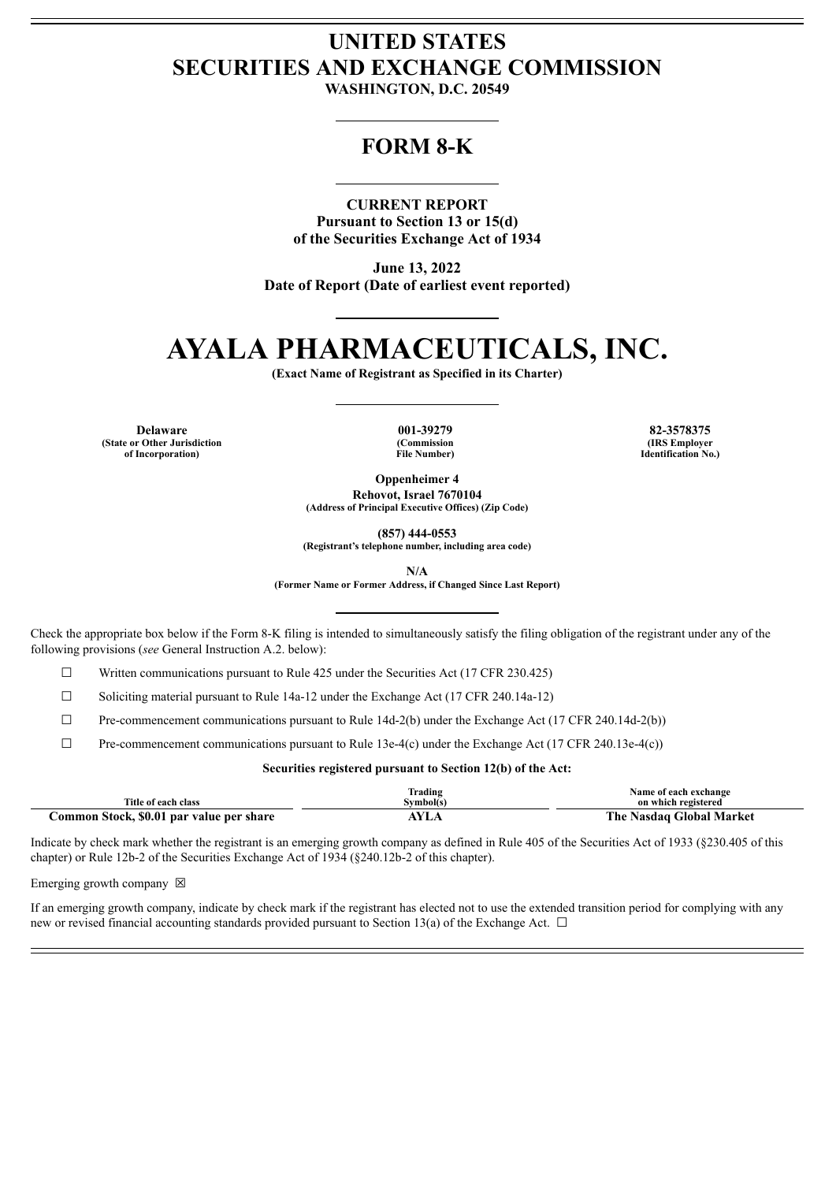# UNITED STATES
# SECURITIES AND EXCHANGE COMMISSION

**WASHINGTON, D.C. 20549**

## FORM 8-K

**CURRENT REPORT**
**Pursuant to Section 13 or 15(d)**
**of the Securities Exchange Act of 1934**

**June 13, 2022**
**Date of Report (Date of earliest event reported)**

# AYALA PHARMACEUTICALS, INC.

**(Exact Name of Registrant as Specified in its Charter)**

| | | |
|---|---|---|
| **Delaware** | **001-39279** | **82-3578375** |
| **(State or Other Jurisdiction of Incorporation)** | **(Commission File Number)** | **(IRS Employer Identification No.)** |

**Oppenheimer 4**
**Rehovot, Israel 7670104**
**(Address of Principal Executive Offices) (Zip Code)**

**(857) 444-0553**
**(Registrant's telephone number, including area code)**

**N/A**
**(Former Name or Former Address, if Changed Since Last Report)**

Check the appropriate box below if the Form 8-K filing is intended to simultaneously satisfy the filing obligation of the registrant under any of the following provisions (*see* General Instruction A.2. below):

☐ Written communications pursuant to Rule 425 under the Securities Act (17 CFR 230.425)

☐ Soliciting material pursuant to Rule 14a-12 under the Exchange Act (17 CFR 240.14a-12)

☐ Pre-commencement communications pursuant to Rule 14d-2(b) under the Exchange Act (17 CFR 240.14d-2(b))

☐ Pre-commencement communications pursuant to Rule 13e-4(c) under the Exchange Act (17 CFR 240.13e-4(c))

**Securities registered pursuant to Section 12(b) of the Act:**

| Title of each class | Trading Symbol(s) | Name of each exchange on which registered |
|---|---|---|
| **Common Stock, $0.01 par value per share** | **AYLA** | **The Nasdaq Global Market** |

Indicate by check mark whether the registrant is an emerging growth company as defined in Rule 405 of the Securities Act of 1933 (§230.405 of this chapter) or Rule 12b-2 of the Securities Exchange Act of 1934 (§240.12b-2 of this chapter).

Emerging growth company ☒

If an emerging growth company, indicate by check mark if the registrant has elected not to use the extended transition period for complying with any new or revised financial accounting standards provided pursuant to Section 13(a) of the Exchange Act. ☐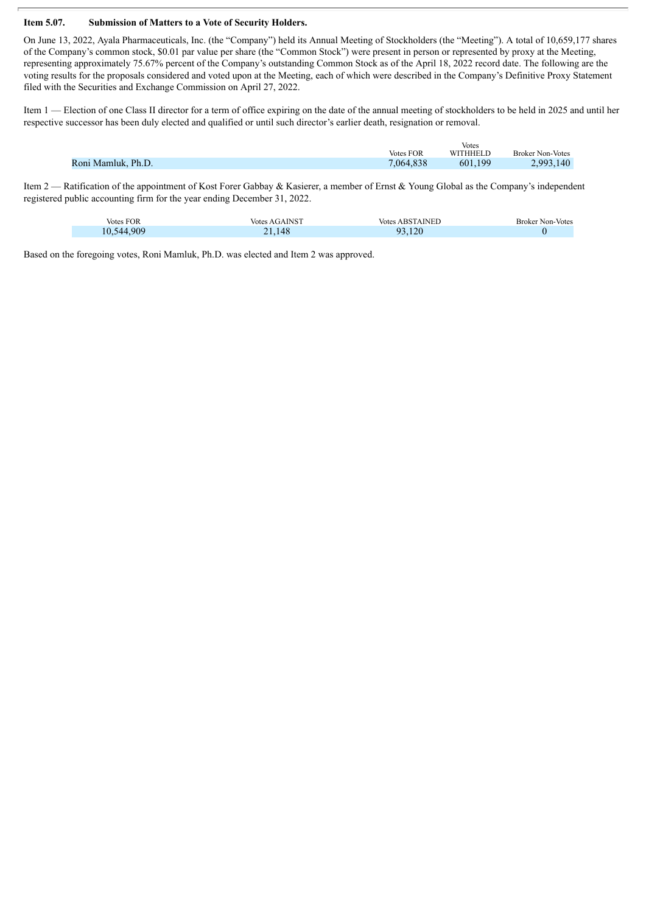**Item 5.07. Submission of Matters to a Vote of Security Holders.**

On June 13, 2022, Ayala Pharmaceuticals, Inc. (the "Company") held its Annual Meeting of Stockholders (the "Meeting"). A total of 10,659,177 shares of the Company's common stock, $0.01 par value per share (the "Common Stock") were present in person or represented by proxy at the Meeting, representing approximately 75.67% percent of the Company's outstanding Common Stock as of the April 18, 2022 record date. The following are the voting results for the proposals considered and voted upon at the Meeting, each of which were described in the Company's Definitive Proxy Statement filed with the Securities and Exchange Commission on April 27, 2022.

Item 1 — Election of one Class II director for a term of office expiring on the date of the annual meeting of stockholders to be held in 2025 and until her respective successor has been duly elected and qualified or until such director's earlier death, resignation or removal.

| | Votes FOR | Votes WITHHELD | Broker Non-Votes |
|---|---|---|---|
| Roni Mamluk, Ph.D. | 7,064,838 | 601,199 | 2,993,140 |

Item 2 — Ratification of the appointment of Kost Forer Gabbay & Kasierer, a member of Ernst & Young Global as the Company's independent registered public accounting firm for the year ending December 31, 2022.

| Votes FOR | Votes AGAINST | Votes ABSTAINED | Broker Non-Votes |
|---|---|---|---|
| 10,544,909 | 21,148 | 93,120 | 0 |

Based on the foregoing votes, Roni Mamluk, Ph.D. was elected and Item 2 was approved.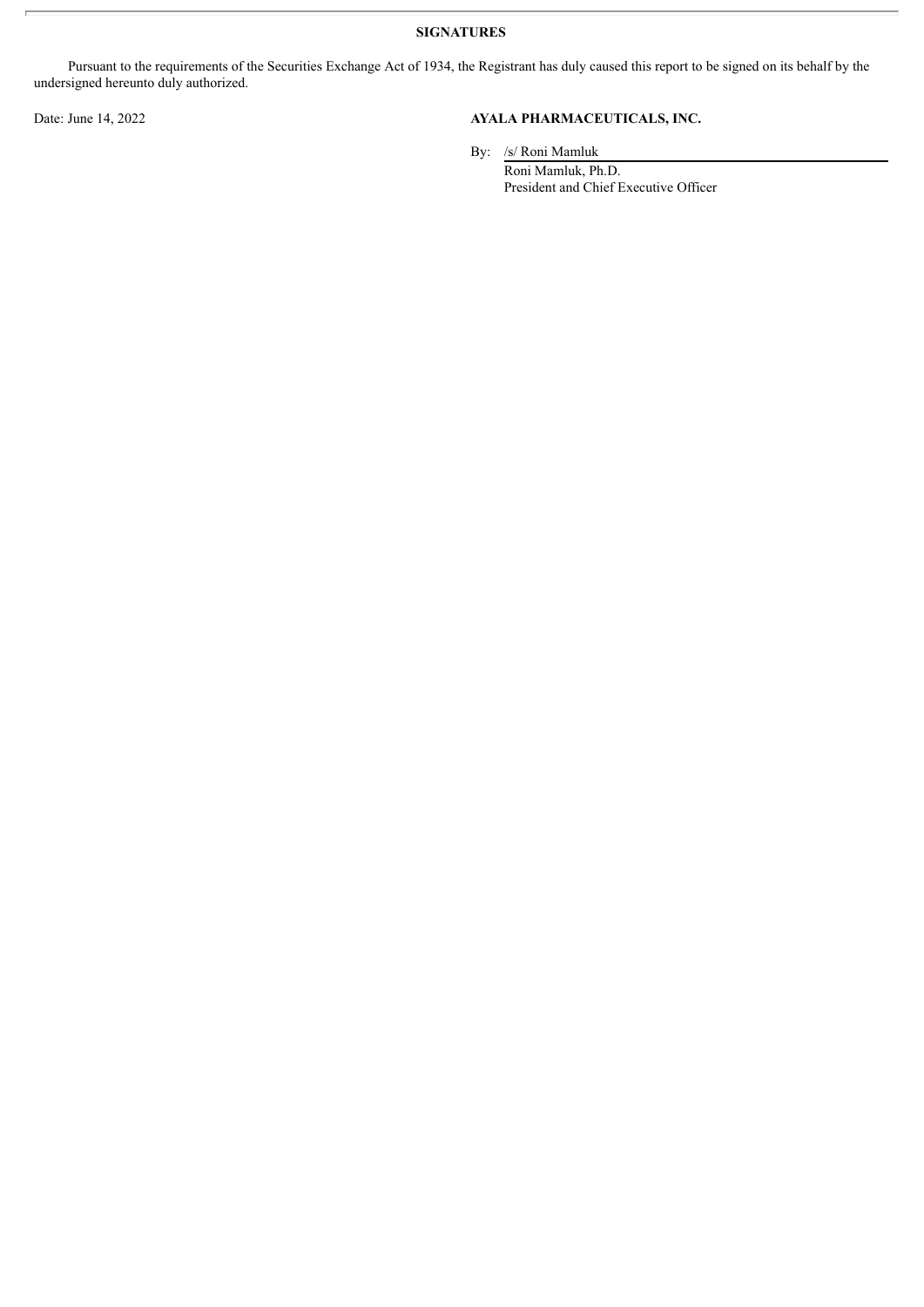## SIGNATURES

Pursuant to the requirements of the Securities Exchange Act of 1934, the Registrant has duly caused this report to be signed on its behalf by the undersigned hereunto duly authorized.

Date: June 14, 2022

**AYALA PHARMACEUTICALS, INC.**

By: /s/ Roni Mamluk
Roni Mamluk, Ph.D.
President and Chief Executive Officer